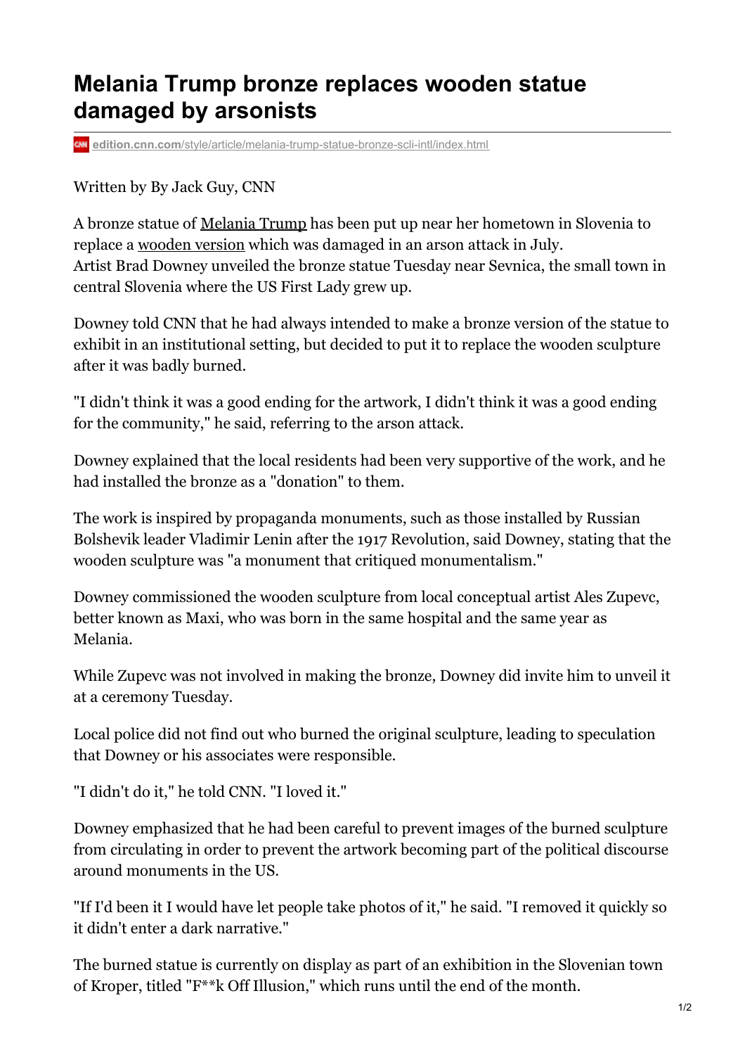# Melania Trump bronze replaces wooden statue damaged by arsonists

edition.cnn.com/style/article/melania-trump-statue-bronze-scli-intl/index.html

Written by By Jack Guy, CNN

A bronze statue of Melania Trump has been put up near her hometown in Slovenia to replace a wooden version which was damaged in an arson attack in July.
Artist Brad Downey unveiled the bronze statue Tuesday near Sevnica, the small town in central Slovenia where the US First Lady grew up.

Downey told CNN that he had always intended to make a bronze version of the statue to exhibit in an institutional setting, but decided to put it to replace the wooden sculpture after it was badly burned.

"I didn't think it was a good ending for the artwork, I didn't think it was a good ending for the community," he said, referring to the arson attack.

Downey explained that the local residents had been very supportive of the work, and he had installed the bronze as a "donation" to them.

The work is inspired by propaganda monuments, such as those installed by Russian Bolshevik leader Vladimir Lenin after the 1917 Revolution, said Downey, stating that the wooden sculpture was "a monument that critiqued monumentalism."

Downey commissioned the wooden sculpture from local conceptual artist Ales Zupevc, better known as Maxi, who was born in the same hospital and the same year as Melania.

While Zupevc was not involved in making the bronze, Downey did invite him to unveil it at a ceremony Tuesday.

Local police did not find out who burned the original sculpture, leading to speculation that Downey or his associates were responsible.

"I didn't do it," he told CNN. "I loved it."

Downey emphasized that he had been careful to prevent images of the burned sculpture from circulating in order to prevent the artwork becoming part of the political discourse around monuments in the US.

"If I'd been it I would have let people take photos of it," he said. "I removed it quickly so it didn't enter a dark narrative."

The burned statue is currently on display as part of an exhibition in the Slovenian town of Kroper, titled "F**k Off Illusion," which runs until the end of the month.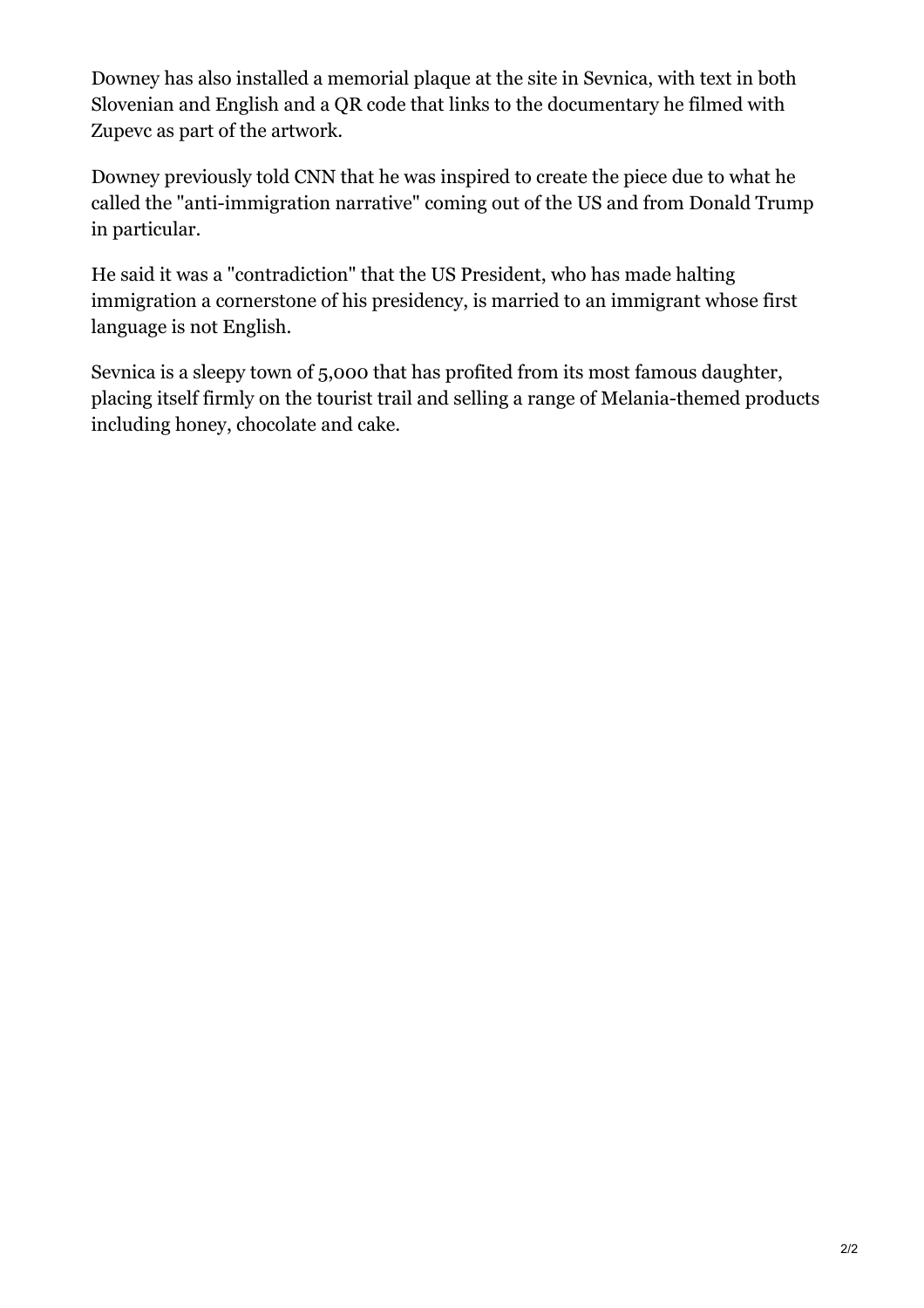Downey has also installed a memorial plaque at the site in Sevnica, with text in both Slovenian and English and a QR code that links to the documentary he filmed with Zupevc as part of the artwork.

Downey previously told CNN that he was inspired to create the piece due to what he called the "anti-immigration narrative" coming out of the US and from Donald Trump in particular.

He said it was a "contradiction" that the US President, who has made halting immigration a cornerstone of his presidency, is married to an immigrant whose first language is not English.

Sevnica is a sleepy town of 5,000 that has profited from its most famous daughter, placing itself firmly on the tourist trail and selling a range of Melania-themed products including honey, chocolate and cake.